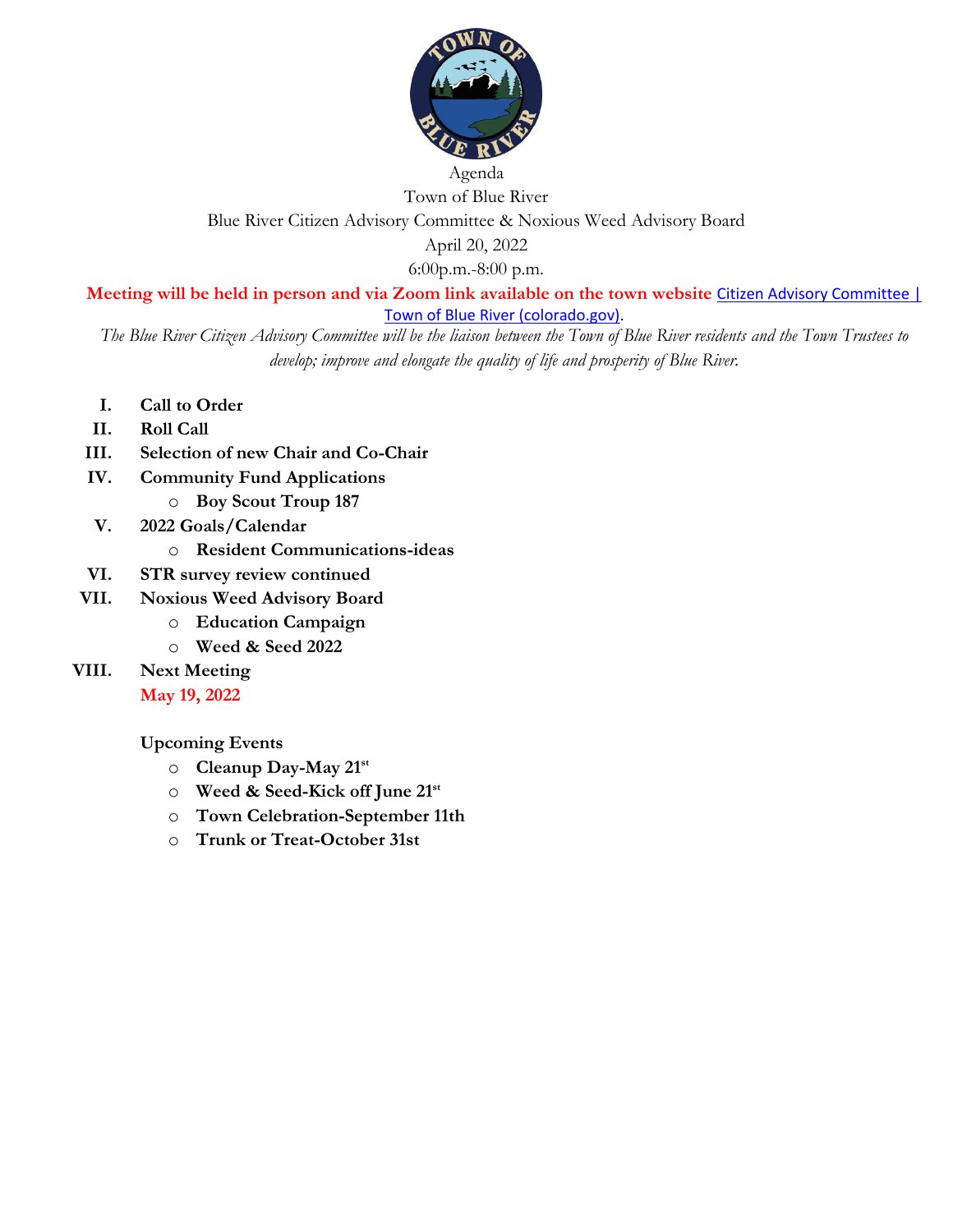Agenda

Town of Blue River

Blue River Citizen Advisory Committee & Noxious Weed Advisory Board

April 20, 2022

6:00p.m.-8:00 p.m.

**Meeting will be held in person and via Zoom link available on the town website** [Citizen Advisory Committee | Town of Blue River (colorado.gov)].

*The Blue River Citizen Advisory Committee will be the liaison between the Town of Blue River residents and the Town Trustees to develop; improve and elongate the quality of life and prosperity of Blue River.*

**I. Call to Order**

**II. Roll Call**

**III. Selection of new Chair and Co-Chair**

**IV. Community Fund Applications**
- **Boy Scout Troup 187**

**V. 2022 Goals/Calendar**
- **Resident Communications-ideas**

**VI. STR survey review continued**

**VII. Noxious Weed Advisory Board**
- **Education Campaign**
- **Weed & Seed 2022**

**VIII. Next Meeting**

**May 19, 2022**

**Upcoming Events**
- **Cleanup Day-May 21st**
- **Weed & Seed-Kick off June 21st**
- **Town Celebration-September 11th**
- **Trunk or Treat-October 31st**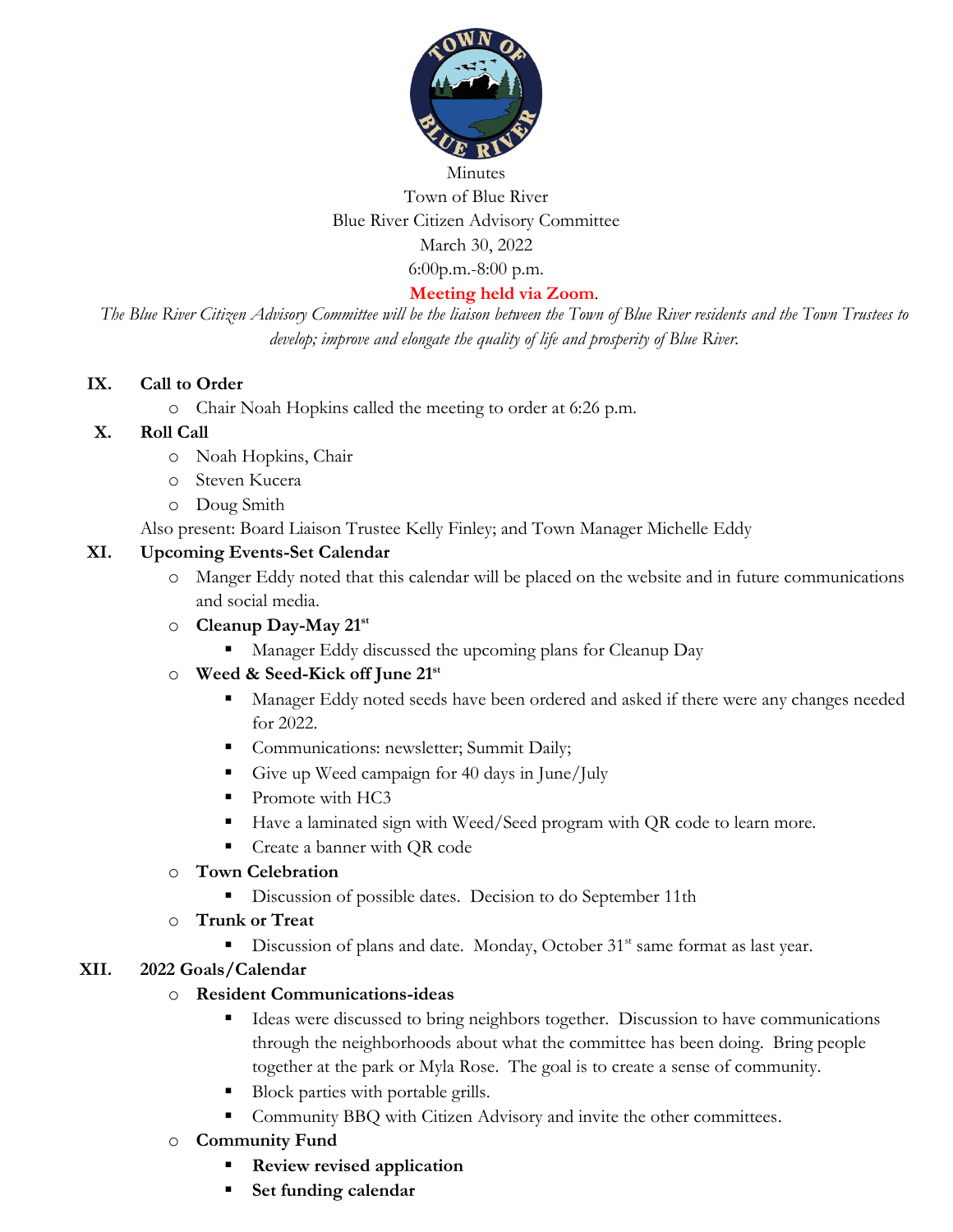Minutes
Town of Blue River
Blue River Citizen Advisory Committee
March 30, 2022
6:00p.m.-8:00 p.m.
**Meeting held via Zoom.**

*The Blue River Citizen Advisory Committee will be the liaison between the Town of Blue River residents and the Town Trustees to develop; improve and elongate the quality of life and prosperity of Blue River.*

**IX. Call to Order**

- Chair Noah Hopkins called the meeting to order at 6:26 p.m.

**X. Roll Call**

- Noah Hopkins, Chair
- Steven Kucera
- Doug Smith

Also present: Board Liaison Trustee Kelly Finley; and Town Manager Michelle Eddy

**XI. Upcoming Events-Set Calendar**

- Manger Eddy noted that this calendar will be placed on the website and in future communications and social media.
- **Cleanup Day-May 21st**
  - Manager Eddy discussed the upcoming plans for Cleanup Day
- **Weed & Seed-Kick off June 21st**
  - Manager Eddy noted seeds have been ordered and asked if there were any changes needed for 2022.
  - Communications: newsletter; Summit Daily;
  - Give up Weed campaign for 40 days in June/July
  - Promote with HC3
  - Have a laminated sign with Weed/Seed program with QR code to learn more.
  - Create a banner with QR code
- **Town Celebration**
  - Discussion of possible dates. Decision to do September 11th
- **Trunk or Treat**
  - Discussion of plans and date. Monday, October 31st same format as last year.

**XII. 2022 Goals/Calendar**

- **Resident Communications-ideas**
  - Ideas were discussed to bring neighbors together. Discussion to have communications through the neighborhoods about what the committee has been doing. Bring people together at the park or Myla Rose. The goal is to create a sense of community.
  - Block parties with portable grills.
  - Community BBQ with Citizen Advisory and invite the other committees.
- **Community Fund**
  - **Review revised application**
  - **Set funding calendar**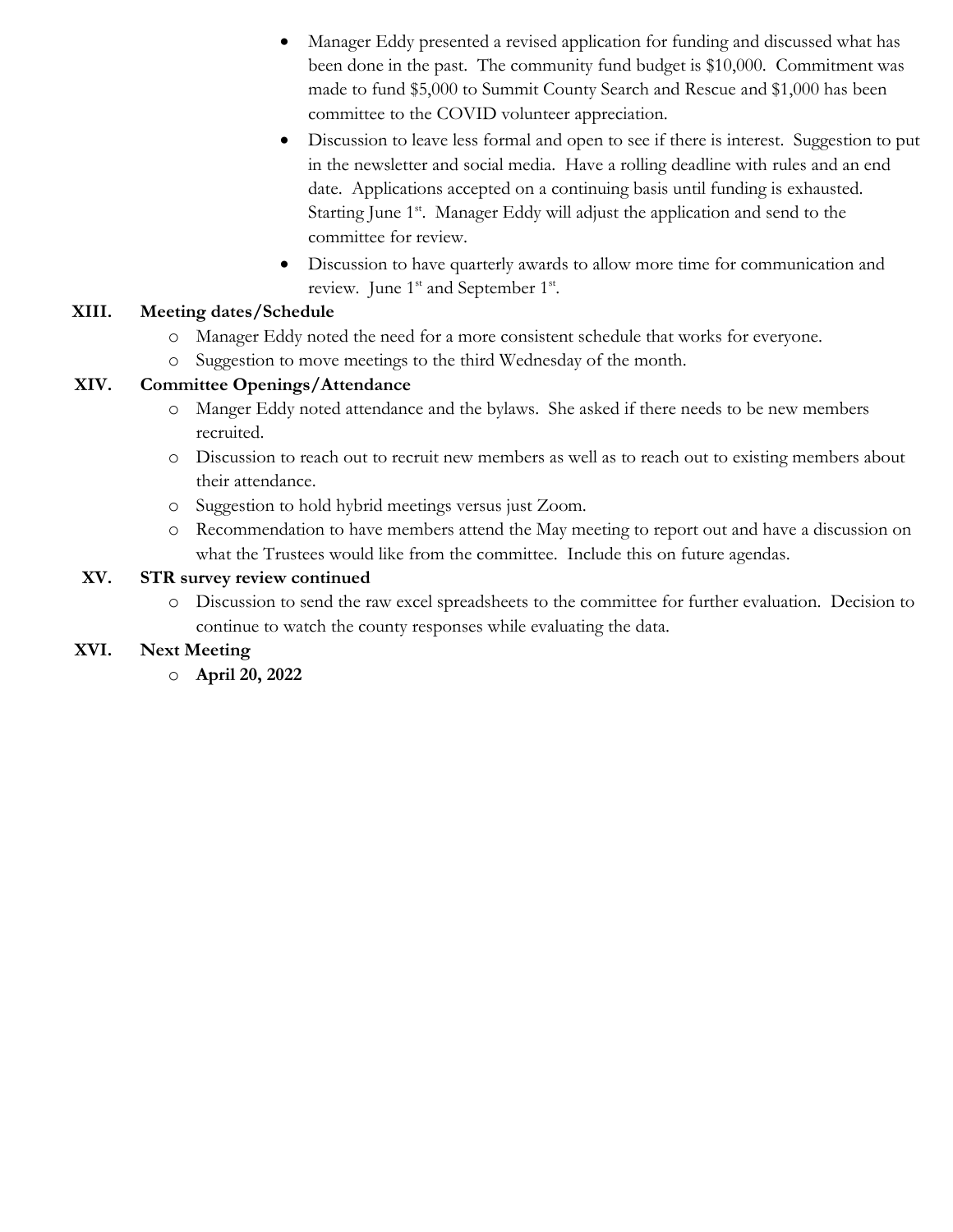- Manager Eddy presented a revised application for funding and discussed what has been done in the past. The community fund budget is $10,000. Commitment was made to fund $5,000 to Summit County Search and Rescue and $1,000 has been committee to the COVID volunteer appreciation.
- Discussion to leave less formal and open to see if there is interest. Suggestion to put in the newsletter and social media. Have a rolling deadline with rules and an end date. Applications accepted on a continuing basis until funding is exhausted. Starting June 1st. Manager Eddy will adjust the application and send to the committee for review.
- Discussion to have quarterly awards to allow more time for communication and review. June 1st and September 1st.

**XIII. Meeting dates/Schedule**

- Manager Eddy noted the need for a more consistent schedule that works for everyone.
- Suggestion to move meetings to the third Wednesday of the month.

**XIV. Committee Openings/Attendance**

- Manger Eddy noted attendance and the bylaws. She asked if there needs to be new members recruited.
- Discussion to reach out to recruit new members as well as to reach out to existing members about their attendance.
- Suggestion to hold hybrid meetings versus just Zoom.
- Recommendation to have members attend the May meeting to report out and have a discussion on what the Trustees would like from the committee. Include this on future agendas.

**XV. STR survey review continued**

- Discussion to send the raw excel spreadsheets to the committee for further evaluation. Decision to continue to watch the county responses while evaluating the data.

**XVI. Next Meeting**

- **April 20, 2022**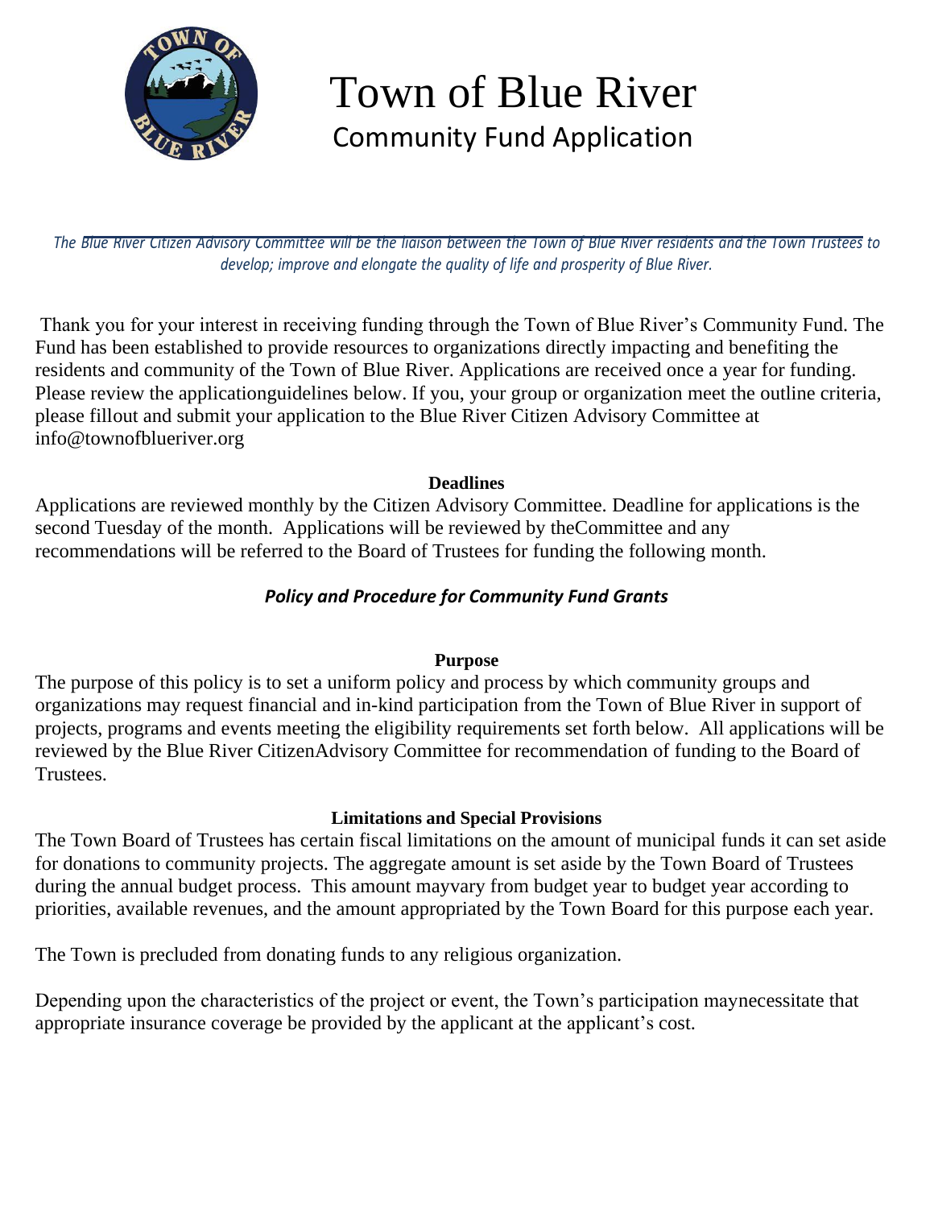# Town of Blue River

## Community Fund Application

*The Blue River Citizen Advisory Committee will be the liaison between the Town of Blue River residents and the Town Trustees to develop; improve and elongate the quality of life and prosperity of Blue River.*

Thank you for your interest in receiving funding through the Town of Blue River's Community Fund. The Fund has been established to provide resources to organizations directly impacting and benefiting the residents and community of the Town of Blue River. Applications are received once a year for funding. Please review the applicationguidelines below. If you, your group or organization meet the outline criteria, please fillout and submit your application to the Blue River Citizen Advisory Committee at info@townofblueriver.org

**Deadlines**

Applications are reviewed monthly by the Citizen Advisory Committee. Deadline for applications is the second Tuesday of the month. Applications will be reviewed by theCommittee and any recommendations will be referred to the Board of Trustees for funding the following month.

***Policy and Procedure for Community Fund Grants***

**Purpose**

The purpose of this policy is to set a uniform policy and process by which community groups and organizations may request financial and in-kind participation from the Town of Blue River in support of projects, programs and events meeting the eligibility requirements set forth below. All applications will be reviewed by the Blue River CitizenAdvisory Committee for recommendation of funding to the Board of Trustees.

**Limitations and Special Provisions**

The Town Board of Trustees has certain fiscal limitations on the amount of municipal funds it can set aside for donations to community projects. The aggregate amount is set aside by the Town Board of Trustees during the annual budget process. This amount mayvary from budget year to budget year according to priorities, available revenues, and the amount appropriated by the Town Board for this purpose each year.

The Town is precluded from donating funds to any religious organization.

Depending upon the characteristics of the project or event, the Town's participation maynecessitate that appropriate insurance coverage be provided by the applicant at the applicant's cost.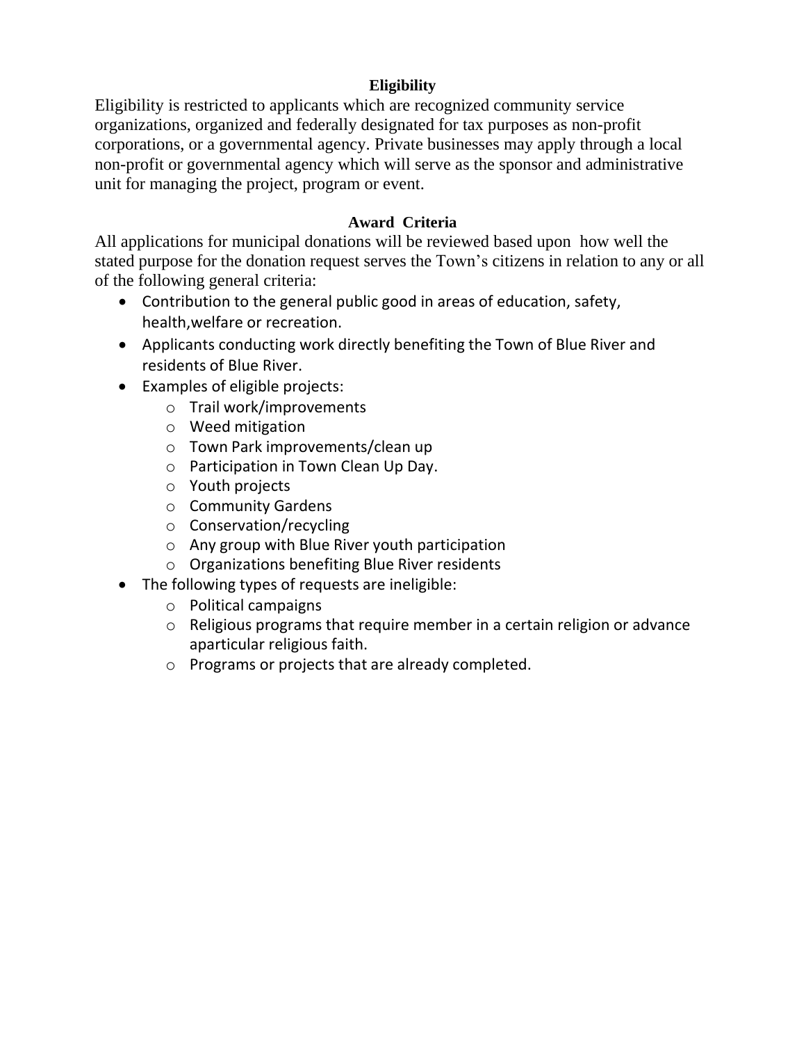## Eligibility

Eligibility is restricted to applicants which are recognized community service organizations, organized and federally designated for tax purposes as non-profit corporations, or a governmental agency. Private businesses may apply through a local non-profit or governmental agency which will serve as the sponsor and administrative unit for managing the project, program or event.

## Award Criteria

All applications for municipal donations will be reviewed based upon how well the stated purpose for the donation request serves the Town's citizens in relation to any or all of the following general criteria:

- Contribution to the general public good in areas of education, safety, health,welfare or recreation.
- Applicants conducting work directly benefiting the Town of Blue River and residents of Blue River.
- Examples of eligible projects:
  - Trail work/improvements
  - Weed mitigation
  - Town Park improvements/clean up
  - Participation in Town Clean Up Day.
  - Youth projects
  - Community Gardens
  - Conservation/recycling
  - Any group with Blue River youth participation
  - Organizations benefiting Blue River residents
- The following types of requests are ineligible:
  - Political campaigns
  - Religious programs that require member in a certain religion or advance aparticular religious faith.
  - Programs or projects that are already completed.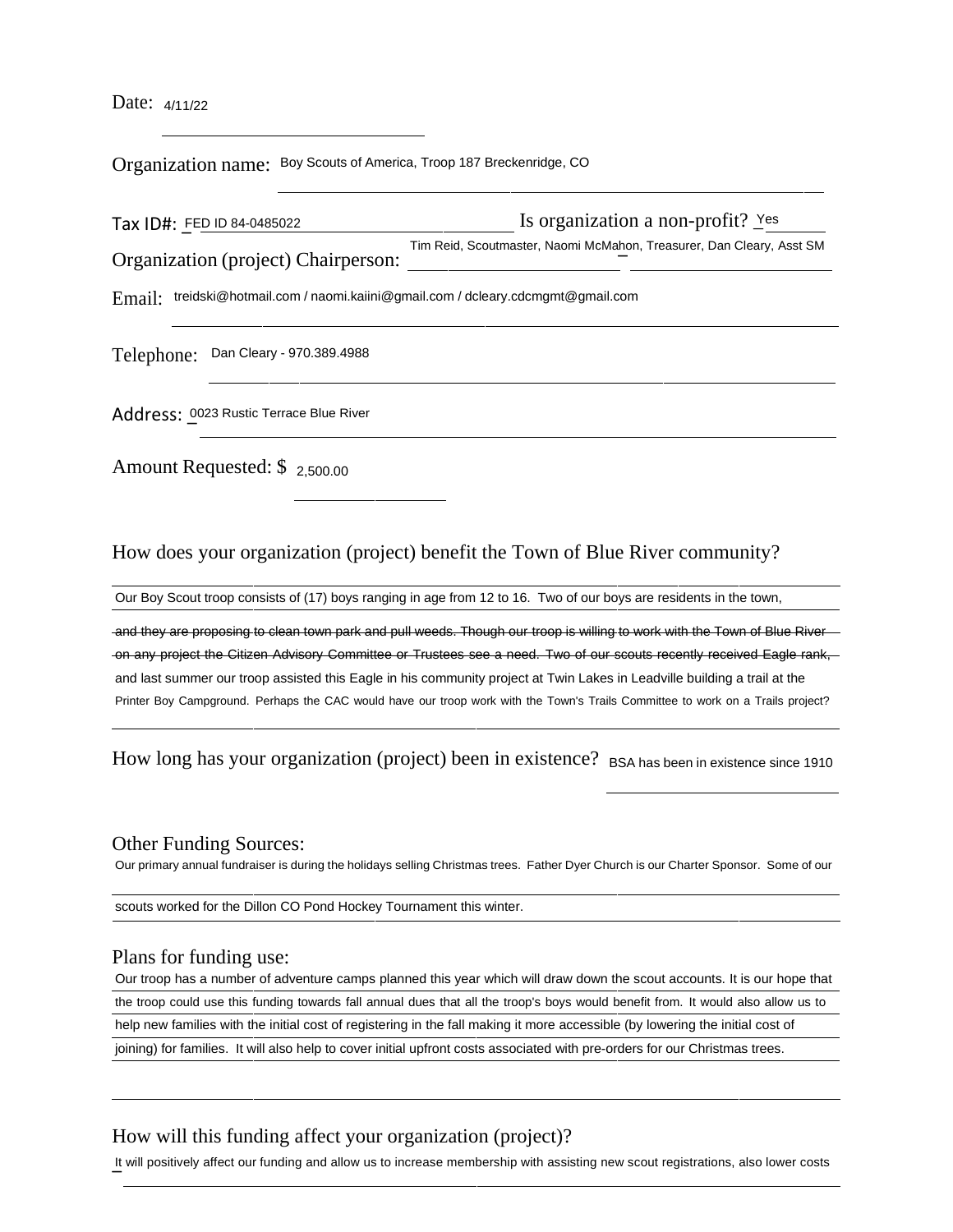Date: 4/11/22

Organization name: Boy Scouts of America, Troop 187 Breckenridge, CO

Tax ID#: FED ID 84-0485022 Is organization a non-profit? Yes

Organization (project) Chairperson: Tim Reid, Scoutmaster, Naomi McMahon, Treasurer, Dan Cleary, Asst SM

Email: treidski@hotmail.com / naomi.kaiini@gmail.com / dcleary.cdcmgmt@gmail.com

Telephone: Dan Cleary - 970.389.4988

Address: 0023 Rustic Terrace Blue River

Amount Requested: $ 2,500.00

How does your organization (project) benefit the Town of Blue River community?

Our Boy Scout troop consists of (17) boys ranging in age from 12 to 16. Two of our boys are residents in the town, ~~and they are proposing to clean town park and pull weeds. Though our troop is willing to work with the Town of Blue River on any project the Citizen Advisory Committee or Trustees see a need. Two of our scouts recently received Eagle rank,~~ and last summer our troop assisted this Eagle in his community project at Twin Lakes in Leadville building a trail at the Printer Boy Campground. Perhaps the CAC would have our troop work with the Town's Trails Committee to work on a Trails project?

How long has your organization (project) been in existence? BSA has been in existence since 1910

Other Funding Sources:

Our primary annual fundraiser is during the holidays selling Christmas trees. Father Dyer Church is our Charter Sponsor. Some of our scouts worked for the Dillon CO Pond Hockey Tournament this winter.

Plans for funding use:

Our troop has a number of adventure camps planned this year which will draw down the scout accounts. It is our hope that the troop could use this funding towards fall annual dues that all the troop's boys would benefit from. It would also allow us to help new families with the initial cost of registering in the fall making it more accessible (by lowering the initial cost of joining) for families. It will also help to cover initial upfront costs associated with pre-orders for our Christmas trees.

How will this funding affect your organization (project)?

It will positively affect our funding and allow us to increase membership with assisting new scout registrations, also lower costs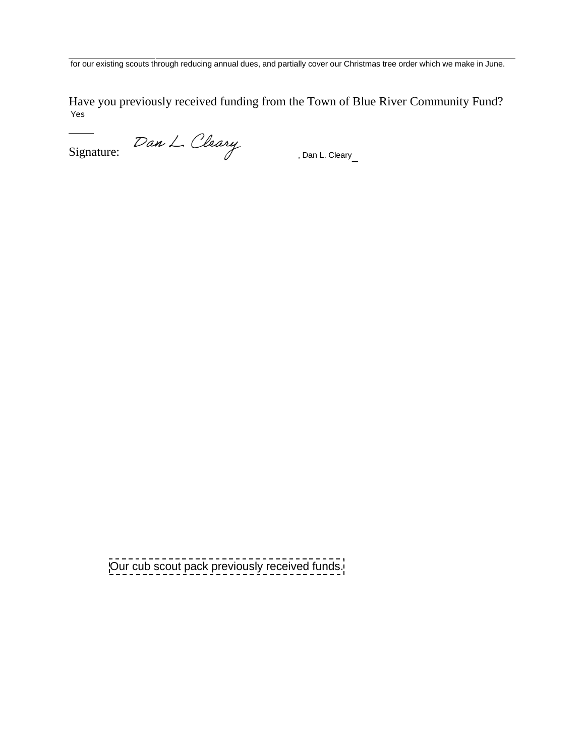for our existing scouts through reducing annual dues, and partially cover our Christmas tree order which we make in June.

Have you previously received funding from the Town of Blue River Community Fund?
Yes

Signature: *Dan L. Cleary* , Dan L. Cleary

Our cub scout pack previously received funds.